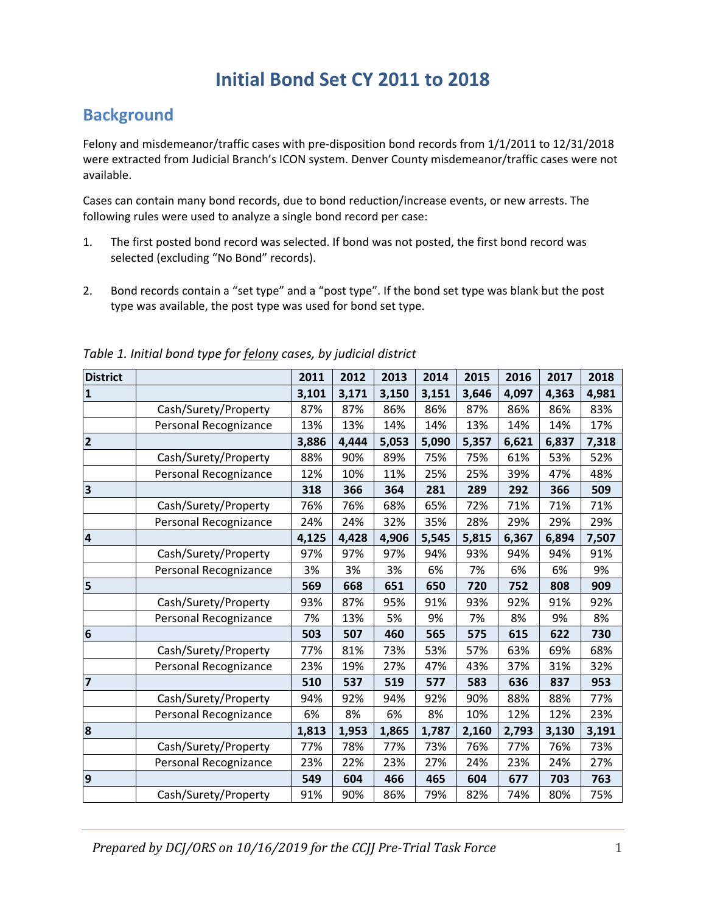# Initial Bond Set CY 2011 to 2018

## Background

Felony and misdemeanor/traffic cases with pre-disposition bond records from 1/1/2011 to 12/31/2018 were extracted from Judicial Branch's ICON system. Denver County misdemeanor/traffic cases were not available.

Cases can contain many bond records, due to bond reduction/increase events, or new arrests. The following rules were used to analyze a single bond record per case:

1. The first posted bond record was selected. If bond was not posted, the first bond record was selected (excluding "No Bond" records).

2. Bond records contain a "set type" and a "post type". If the bond set type was blank but the post type was available, the post type was used for bond set type.

*Table 1. Initial bond type for felony cases, by judicial district*

| District | | 2011 | 2012 | 2013 | 2014 | 2015 | 2016 | 2017 | 2018 |
|---|---|---|---|---|---|---|---|---|---|
| **1** | | **3,101** | **3,171** | **3,150** | **3,151** | **3,646** | **4,097** | **4,363** | **4,981** |
| | Cash/Surety/Property | 87% | 87% | 86% | 86% | 87% | 86% | 86% | 83% |
| | Personal Recognizance | 13% | 13% | 14% | 14% | 13% | 14% | 14% | 17% |
| **2** | | **3,886** | **4,444** | **5,053** | **5,090** | **5,357** | **6,621** | **6,837** | **7,318** |
| | Cash/Surety/Property | 88% | 90% | 89% | 75% | 75% | 61% | 53% | 52% |
| | Personal Recognizance | 12% | 10% | 11% | 25% | 25% | 39% | 47% | 48% |
| **3** | | **318** | **366** | **364** | **281** | **289** | **292** | **366** | **509** |
| | Cash/Surety/Property | 76% | 76% | 68% | 65% | 72% | 71% | 71% | 71% |
| | Personal Recognizance | 24% | 24% | 32% | 35% | 28% | 29% | 29% | 29% |
| **4** | | **4,125** | **4,428** | **4,906** | **5,545** | **5,815** | **6,367** | **6,894** | **7,507** |
| | Cash/Surety/Property | 97% | 97% | 97% | 94% | 93% | 94% | 94% | 91% |
| | Personal Recognizance | 3% | 3% | 3% | 6% | 7% | 6% | 6% | 9% |
| **5** | | **569** | **668** | **651** | **650** | **720** | **752** | **808** | **909** |
| | Cash/Surety/Property | 93% | 87% | 95% | 91% | 93% | 92% | 91% | 92% |
| | Personal Recognizance | 7% | 13% | 5% | 9% | 7% | 8% | 9% | 8% |
| **6** | | **503** | **507** | **460** | **565** | **575** | **615** | **622** | **730** |
| | Cash/Surety/Property | 77% | 81% | 73% | 53% | 57% | 63% | 69% | 68% |
| | Personal Recognizance | 23% | 19% | 27% | 47% | 43% | 37% | 31% | 32% |
| **7** | | **510** | **537** | **519** | **577** | **583** | **636** | **837** | **953** |
| | Cash/Surety/Property | 94% | 92% | 94% | 92% | 90% | 88% | 88% | 77% |
| | Personal Recognizance | 6% | 8% | 6% | 8% | 10% | 12% | 12% | 23% |
| **8** | | **1,813** | **1,953** | **1,865** | **1,787** | **2,160** | **2,793** | **3,130** | **3,191** |
| | Cash/Surety/Property | 77% | 78% | 77% | 73% | 76% | 77% | 76% | 73% |
| | Personal Recognizance | 23% | 22% | 23% | 27% | 24% | 23% | 24% | 27% |
| **9** | | **549** | **604** | **466** | **465** | **604** | **677** | **703** | **763** |
| | Cash/Surety/Property | 91% | 90% | 86% | 79% | 82% | 74% | 80% | 75% |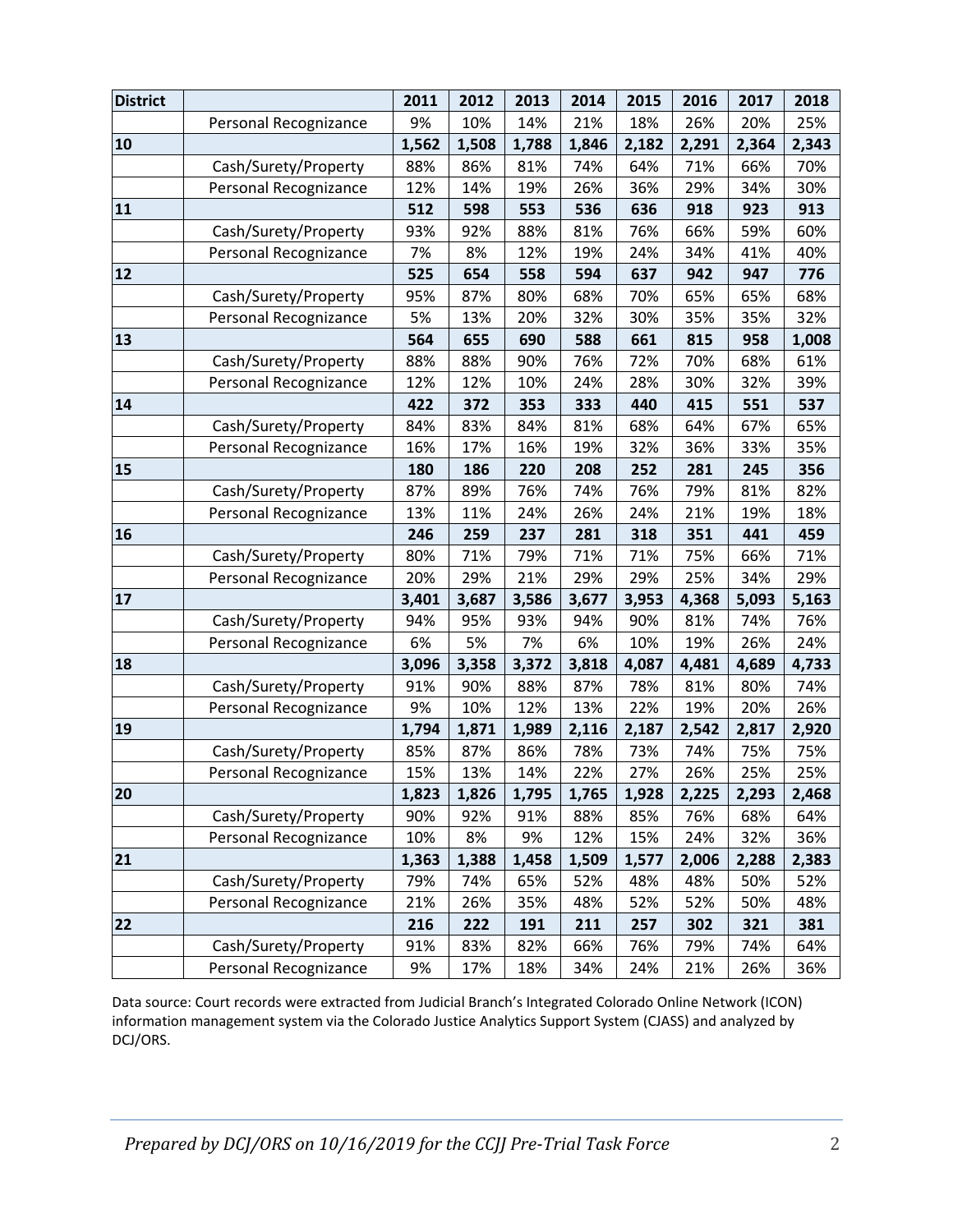| District | | 2011 | 2012 | 2013 | 2014 | 2015 | 2016 | 2017 | 2018 |
|---|---|---|---|---|---|---|---|---|---|
| | Personal Recognizance | 9% | 10% | 14% | 21% | 18% | 26% | 20% | 25% |
| **10** | | **1,562** | **1,508** | **1,788** | **1,846** | **2,182** | **2,291** | **2,364** | **2,343** |
| | Cash/Surety/Property | 88% | 86% | 81% | 74% | 64% | 71% | 66% | 70% |
| | Personal Recognizance | 12% | 14% | 19% | 26% | 36% | 29% | 34% | 30% |
| **11** | | **512** | **598** | **553** | **536** | **636** | **918** | **923** | **913** |
| | Cash/Surety/Property | 93% | 92% | 88% | 81% | 76% | 66% | 59% | 60% |
| | Personal Recognizance | 7% | 8% | 12% | 19% | 24% | 34% | 41% | 40% |
| **12** | | **525** | **654** | **558** | **594** | **637** | **942** | **947** | **776** |
| | Cash/Surety/Property | 95% | 87% | 80% | 68% | 70% | 65% | 65% | 68% |
| | Personal Recognizance | 5% | 13% | 20% | 32% | 30% | 35% | 35% | 32% |
| **13** | | **564** | **655** | **690** | **588** | **661** | **815** | **958** | **1,008** |
| | Cash/Surety/Property | 88% | 88% | 90% | 76% | 72% | 70% | 68% | 61% |
| | Personal Recognizance | 12% | 12% | 10% | 24% | 28% | 30% | 32% | 39% |
| **14** | | **422** | **372** | **353** | **333** | **440** | **415** | **551** | **537** |
| | Cash/Surety/Property | 84% | 83% | 84% | 81% | 68% | 64% | 67% | 65% |
| | Personal Recognizance | 16% | 17% | 16% | 19% | 32% | 36% | 33% | 35% |
| **15** | | **180** | **186** | **220** | **208** | **252** | **281** | **245** | **356** |
| | Cash/Surety/Property | 87% | 89% | 76% | 74% | 76% | 79% | 81% | 82% |
| | Personal Recognizance | 13% | 11% | 24% | 26% | 24% | 21% | 19% | 18% |
| **16** | | **246** | **259** | **237** | **281** | **318** | **351** | **441** | **459** |
| | Cash/Surety/Property | 80% | 71% | 79% | 71% | 71% | 75% | 66% | 71% |
| | Personal Recognizance | 20% | 29% | 21% | 29% | 29% | 25% | 34% | 29% |
| **17** | | **3,401** | **3,687** | **3,586** | **3,677** | **3,953** | **4,368** | **5,093** | **5,163** |
| | Cash/Surety/Property | 94% | 95% | 93% | 94% | 90% | 81% | 74% | 76% |
| | Personal Recognizance | 6% | 5% | 7% | 6% | 10% | 19% | 26% | 24% |
| **18** | | **3,096** | **3,358** | **3,372** | **3,818** | **4,087** | **4,481** | **4,689** | **4,733** |
| | Cash/Surety/Property | 91% | 90% | 88% | 87% | 78% | 81% | 80% | 74% |
| | Personal Recognizance | 9% | 10% | 12% | 13% | 22% | 19% | 20% | 26% |
| **19** | | **1,794** | **1,871** | **1,989** | **2,116** | **2,187** | **2,542** | **2,817** | **2,920** |
| | Cash/Surety/Property | 85% | 87% | 86% | 78% | 73% | 74% | 75% | 75% |
| | Personal Recognizance | 15% | 13% | 14% | 22% | 27% | 26% | 25% | 25% |
| **20** | | **1,823** | **1,826** | **1,795** | **1,765** | **1,928** | **2,225** | **2,293** | **2,468** |
| | Cash/Surety/Property | 90% | 92% | 91% | 88% | 85% | 76% | 68% | 64% |
| | Personal Recognizance | 10% | 8% | 9% | 12% | 15% | 24% | 32% | 36% |
| **21** | | **1,363** | **1,388** | **1,458** | **1,509** | **1,577** | **2,006** | **2,288** | **2,383** |
| | Cash/Surety/Property | 79% | 74% | 65% | 52% | 48% | 48% | 50% | 52% |
| | Personal Recognizance | 21% | 26% | 35% | 48% | 52% | 52% | 50% | 48% |
| **22** | | **216** | **222** | **191** | **211** | **257** | **302** | **321** | **381** |
| | Cash/Surety/Property | 91% | 83% | 82% | 66% | 76% | 79% | 74% | 64% |
| | Personal Recognizance | 9% | 17% | 18% | 34% | 24% | 21% | 26% | 36% |

Data source: Court records were extracted from Judicial Branch's Integrated Colorado Online Network (ICON) information management system via the Colorado Justice Analytics Support System (CJASS) and analyzed by DCJ/ORS.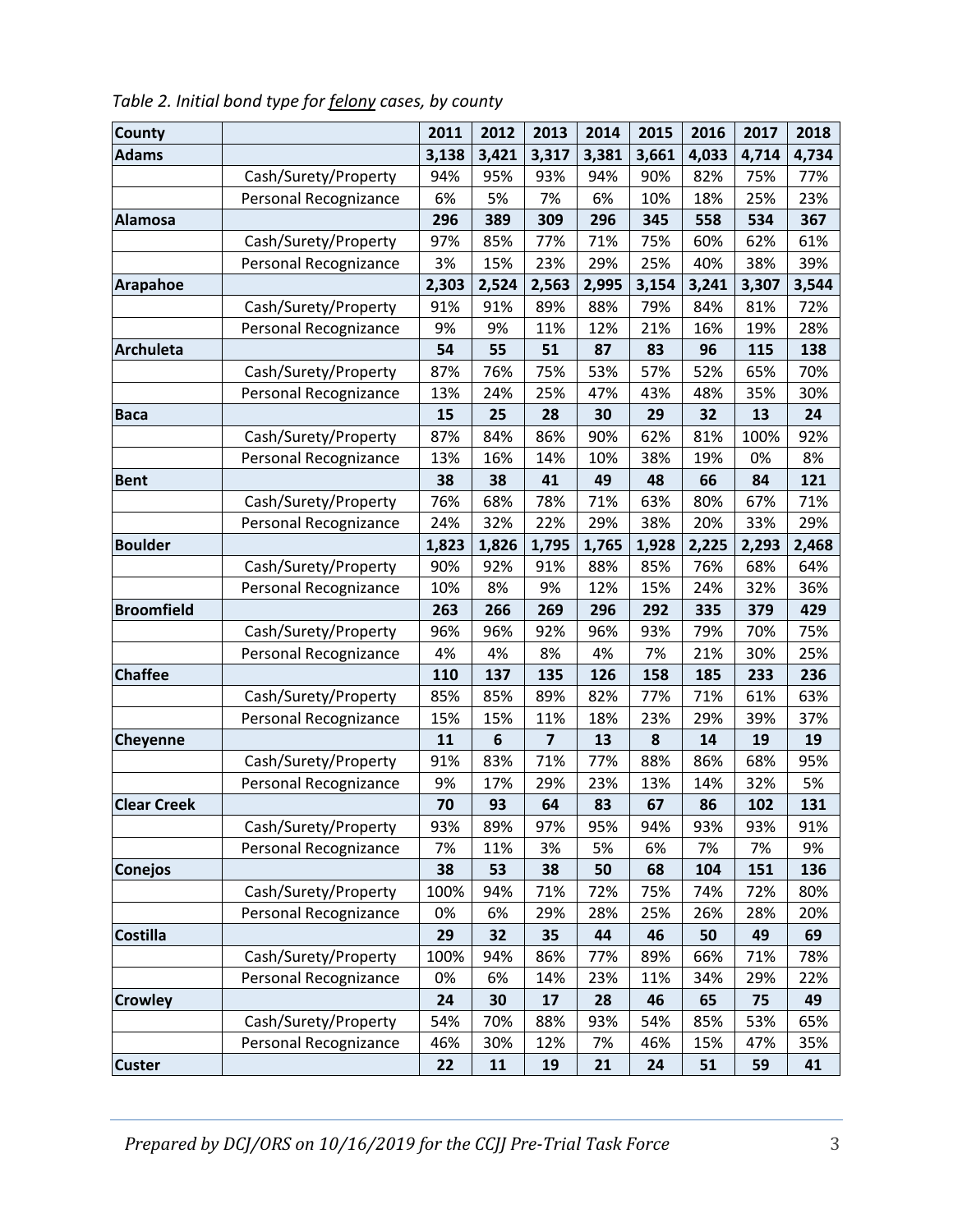*Table 2. Initial bond type for felony cases, by county*

| County | | 2011 | 2012 | 2013 | 2014 | 2015 | 2016 | 2017 | 2018 |
|---|---|---|---|---|---|---|---|---|---|
| **Adams** | | **3,138** | **3,421** | **3,317** | **3,381** | **3,661** | **4,033** | **4,714** | **4,734** |
| | Cash/Surety/Property | 94% | 95% | 93% | 94% | 90% | 82% | 75% | 77% |
| | Personal Recognizance | 6% | 5% | 7% | 6% | 10% | 18% | 25% | 23% |
| **Alamosa** | | **296** | **389** | **309** | **296** | **345** | **558** | **534** | **367** |
| | Cash/Surety/Property | 97% | 85% | 77% | 71% | 75% | 60% | 62% | 61% |
| | Personal Recognizance | 3% | 15% | 23% | 29% | 25% | 40% | 38% | 39% |
| **Arapahoe** | | **2,303** | **2,524** | **2,563** | **2,995** | **3,154** | **3,241** | **3,307** | **3,544** |
| | Cash/Surety/Property | 91% | 91% | 89% | 88% | 79% | 84% | 81% | 72% |
| | Personal Recognizance | 9% | 9% | 11% | 12% | 21% | 16% | 19% | 28% |
| **Archuleta** | | **54** | **55** | **51** | **87** | **83** | **96** | **115** | **138** |
| | Cash/Surety/Property | 87% | 76% | 75% | 53% | 57% | 52% | 65% | 70% |
| | Personal Recognizance | 13% | 24% | 25% | 47% | 43% | 48% | 35% | 30% |
| **Baca** | | **15** | **25** | **28** | **30** | **29** | **32** | **13** | **24** |
| | Cash/Surety/Property | 87% | 84% | 86% | 90% | 62% | 81% | 100% | 92% |
| | Personal Recognizance | 13% | 16% | 14% | 10% | 38% | 19% | 0% | 8% |
| **Bent** | | **38** | **38** | **41** | **49** | **48** | **66** | **84** | **121** |
| | Cash/Surety/Property | 76% | 68% | 78% | 71% | 63% | 80% | 67% | 71% |
| | Personal Recognizance | 24% | 32% | 22% | 29% | 38% | 20% | 33% | 29% |
| **Boulder** | | **1,823** | **1,826** | **1,795** | **1,765** | **1,928** | **2,225** | **2,293** | **2,468** |
| | Cash/Surety/Property | 90% | 92% | 91% | 88% | 85% | 76% | 68% | 64% |
| | Personal Recognizance | 10% | 8% | 9% | 12% | 15% | 24% | 32% | 36% |
| **Broomfield** | | **263** | **266** | **269** | **296** | **292** | **335** | **379** | **429** |
| | Cash/Surety/Property | 96% | 96% | 92% | 96% | 93% | 79% | 70% | 75% |
| | Personal Recognizance | 4% | 4% | 8% | 4% | 7% | 21% | 30% | 25% |
| **Chaffee** | | **110** | **137** | **135** | **126** | **158** | **185** | **233** | **236** |
| | Cash/Surety/Property | 85% | 85% | 89% | 82% | 77% | 71% | 61% | 63% |
| | Personal Recognizance | 15% | 15% | 11% | 18% | 23% | 29% | 39% | 37% |
| **Cheyenne** | | **11** | **6** | **7** | **13** | **8** | **14** | **19** | **19** |
| | Cash/Surety/Property | 91% | 83% | 71% | 77% | 88% | 86% | 68% | 95% |
| | Personal Recognizance | 9% | 17% | 29% | 23% | 13% | 14% | 32% | 5% |
| **Clear Creek** | | **70** | **93** | **64** | **83** | **67** | **86** | **102** | **131** |
| | Cash/Surety/Property | 93% | 89% | 97% | 95% | 94% | 93% | 93% | 91% |
| | Personal Recognizance | 7% | 11% | 3% | 5% | 6% | 7% | 7% | 9% |
| **Conejos** | | **38** | **53** | **38** | **50** | **68** | **104** | **151** | **136** |
| | Cash/Surety/Property | 100% | 94% | 71% | 72% | 75% | 74% | 72% | 80% |
| | Personal Recognizance | 0% | 6% | 29% | 28% | 25% | 26% | 28% | 20% |
| **Costilla** | | **29** | **32** | **35** | **44** | **46** | **50** | **49** | **69** |
| | Cash/Surety/Property | 100% | 94% | 86% | 77% | 89% | 66% | 71% | 78% |
| | Personal Recognizance | 0% | 6% | 14% | 23% | 11% | 34% | 29% | 22% |
| **Crowley** | | **24** | **30** | **17** | **28** | **46** | **65** | **75** | **49** |
| | Cash/Surety/Property | 54% | 70% | 88% | 93% | 54% | 85% | 53% | 65% |
| | Personal Recognizance | 46% | 30% | 12% | 7% | 46% | 15% | 47% | 35% |
| **Custer** | | **22** | **11** | **19** | **21** | **24** | **51** | **59** | **41** |

*Prepared by DCJ/ORS on 10/16/2019 for the CCJJ Pre-Trial Task Force*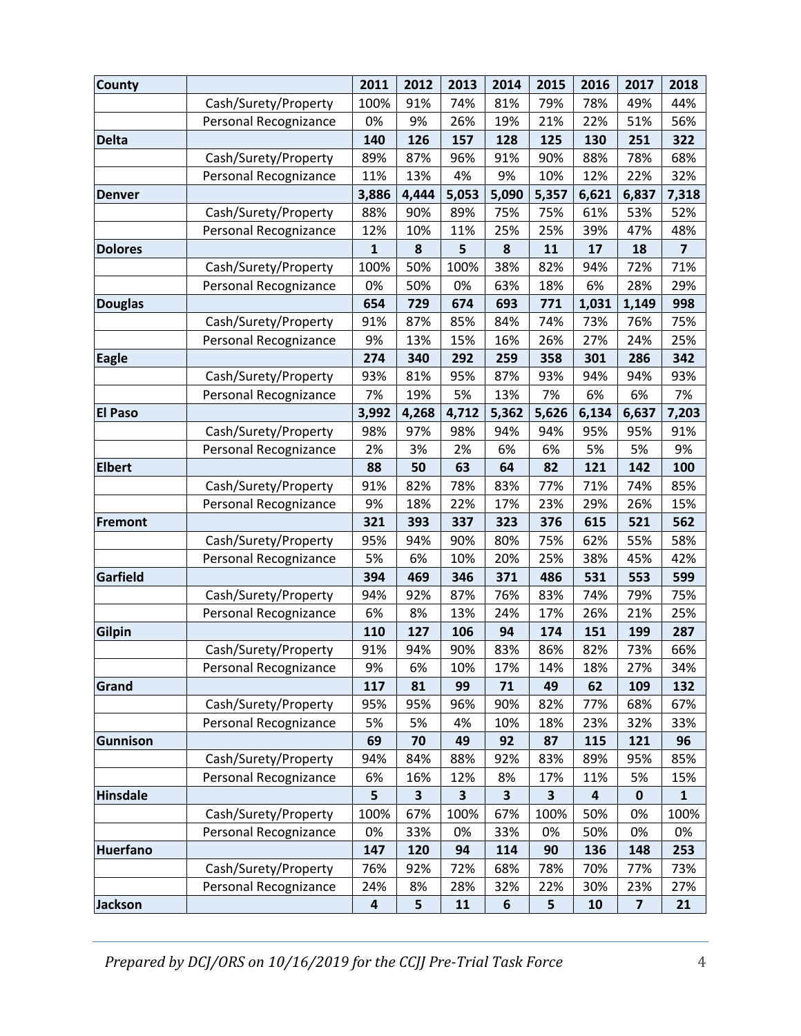| County | | 2011 | 2012 | 2013 | 2014 | 2015 | 2016 | 2017 | 2018 |
|---|---|---|---|---|---|---|---|---|---|
| | Cash/Surety/Property | 100% | 91% | 74% | 81% | 79% | 78% | 49% | 44% |
| | Personal Recognizance | 0% | 9% | 26% | 19% | 21% | 22% | 51% | 56% |
| **Delta** | | **140** | **126** | **157** | **128** | **125** | **130** | **251** | **322** |
| | Cash/Surety/Property | 89% | 87% | 96% | 91% | 90% | 88% | 78% | 68% |
| | Personal Recognizance | 11% | 13% | 4% | 9% | 10% | 12% | 22% | 32% |
| **Denver** | | **3,886** | **4,444** | **5,053** | **5,090** | **5,357** | **6,621** | **6,837** | **7,318** |
| | Cash/Surety/Property | 88% | 90% | 89% | 75% | 75% | 61% | 53% | 52% |
| | Personal Recognizance | 12% | 10% | 11% | 25% | 25% | 39% | 47% | 48% |
| **Dolores** | | **1** | **8** | **5** | **8** | **11** | **17** | **18** | **7** |
| | Cash/Surety/Property | 100% | 50% | 100% | 38% | 82% | 94% | 72% | 71% |
| | Personal Recognizance | 0% | 50% | 0% | 63% | 18% | 6% | 28% | 29% |
| **Douglas** | | **654** | **729** | **674** | **693** | **771** | **1,031** | **1,149** | **998** |
| | Cash/Surety/Property | 91% | 87% | 85% | 84% | 74% | 73% | 76% | 75% |
| | Personal Recognizance | 9% | 13% | 15% | 16% | 26% | 27% | 24% | 25% |
| **Eagle** | | **274** | **340** | **292** | **259** | **358** | **301** | **286** | **342** |
| | Cash/Surety/Property | 93% | 81% | 95% | 87% | 93% | 94% | 94% | 93% |
| | Personal Recognizance | 7% | 19% | 5% | 13% | 7% | 6% | 6% | 7% |
| **El Paso** | | **3,992** | **4,268** | **4,712** | **5,362** | **5,626** | **6,134** | **6,637** | **7,203** |
| | Cash/Surety/Property | 98% | 97% | 98% | 94% | 94% | 95% | 95% | 91% |
| | Personal Recognizance | 2% | 3% | 2% | 6% | 6% | 5% | 5% | 9% |
| **Elbert** | | **88** | **50** | **63** | **64** | **82** | **121** | **142** | **100** |
| | Cash/Surety/Property | 91% | 82% | 78% | 83% | 77% | 71% | 74% | 85% |
| | Personal Recognizance | 9% | 18% | 22% | 17% | 23% | 29% | 26% | 15% |
| **Fremont** | | **321** | **393** | **337** | **323** | **376** | **615** | **521** | **562** |
| | Cash/Surety/Property | 95% | 94% | 90% | 80% | 75% | 62% | 55% | 58% |
| | Personal Recognizance | 5% | 6% | 10% | 20% | 25% | 38% | 45% | 42% |
| **Garfield** | | **394** | **469** | **346** | **371** | **486** | **531** | **553** | **599** |
| | Cash/Surety/Property | 94% | 92% | 87% | 76% | 83% | 74% | 79% | 75% |
| | Personal Recognizance | 6% | 8% | 13% | 24% | 17% | 26% | 21% | 25% |
| **Gilpin** | | **110** | **127** | **106** | **94** | **174** | **151** | **199** | **287** |
| | Cash/Surety/Property | 91% | 94% | 90% | 83% | 86% | 82% | 73% | 66% |
| | Personal Recognizance | 9% | 6% | 10% | 17% | 14% | 18% | 27% | 34% |
| **Grand** | | **117** | **81** | **99** | **71** | **49** | **62** | **109** | **132** |
| | Cash/Surety/Property | 95% | 95% | 96% | 90% | 82% | 77% | 68% | 67% |
| | Personal Recognizance | 5% | 5% | 4% | 10% | 18% | 23% | 32% | 33% |
| **Gunnison** | | **69** | **70** | **49** | **92** | **87** | **115** | **121** | **96** |
| | Cash/Surety/Property | 94% | 84% | 88% | 92% | 83% | 89% | 95% | 85% |
| | Personal Recognizance | 6% | 16% | 12% | 8% | 17% | 11% | 5% | 15% |
| **Hinsdale** | | **5** | **3** | **3** | **3** | **3** | **4** | **0** | **1** |
| | Cash/Surety/Property | 100% | 67% | 100% | 67% | 100% | 50% | 0% | 100% |
| | Personal Recognizance | 0% | 33% | 0% | 33% | 0% | 50% | 0% | 0% |
| **Huerfano** | | **147** | **120** | **94** | **114** | **90** | **136** | **148** | **253** |
| | Cash/Surety/Property | 76% | 92% | 72% | 68% | 78% | 70% | 77% | 73% |
| | Personal Recognizance | 24% | 8% | 28% | 32% | 22% | 30% | 23% | 27% |
| **Jackson** | | **4** | **5** | **11** | **6** | **5** | **10** | **7** | **21** |

*Prepared by DCJ/ORS on 10/16/2019 for the CCJJ Pre-Trial Task Force*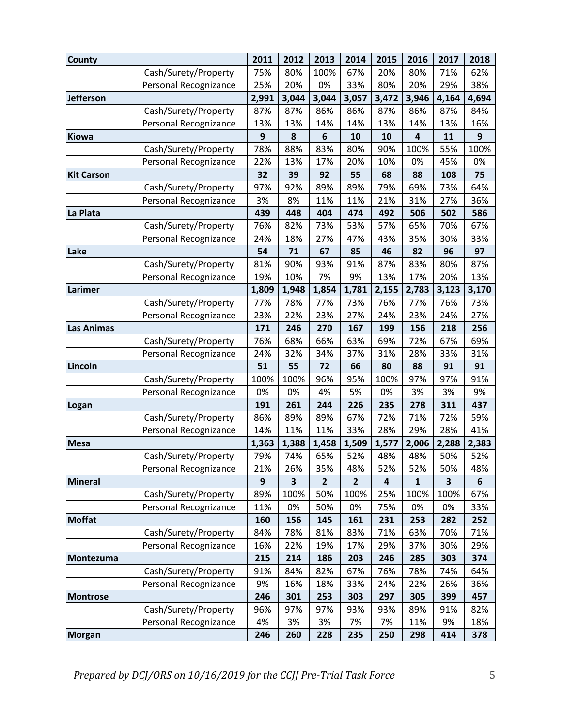| County | | 2011 | 2012 | 2013 | 2014 | 2015 | 2016 | 2017 | 2018 |
|---|---|---|---|---|---|---|---|---|---|
| | Cash/Surety/Property | 75% | 80% | 100% | 67% | 20% | 80% | 71% | 62% |
| | Personal Recognizance | 25% | 20% | 0% | 33% | 80% | 20% | 29% | 38% |
| **Jefferson** | | **2,991** | **3,044** | **3,044** | **3,057** | **3,472** | **3,946** | **4,164** | **4,694** |
| | Cash/Surety/Property | 87% | 87% | 86% | 86% | 87% | 86% | 87% | 84% |
| | Personal Recognizance | 13% | 13% | 14% | 14% | 13% | 14% | 13% | 16% |
| **Kiowa** | | **9** | **8** | **6** | **10** | **10** | **4** | **11** | **9** |
| | Cash/Surety/Property | 78% | 88% | 83% | 80% | 90% | 100% | 55% | 100% |
| | Personal Recognizance | 22% | 13% | 17% | 20% | 10% | 0% | 45% | 0% |
| **Kit Carson** | | **32** | **39** | **92** | **55** | **68** | **88** | **108** | **75** |
| | Cash/Surety/Property | 97% | 92% | 89% | 89% | 79% | 69% | 73% | 64% |
| | Personal Recognizance | 3% | 8% | 11% | 11% | 21% | 31% | 27% | 36% |
| **La Plata** | | **439** | **448** | **404** | **474** | **492** | **506** | **502** | **586** |
| | Cash/Surety/Property | 76% | 82% | 73% | 53% | 57% | 65% | 70% | 67% |
| | Personal Recognizance | 24% | 18% | 27% | 47% | 43% | 35% | 30% | 33% |
| **Lake** | | **54** | **71** | **67** | **85** | **46** | **82** | **96** | **97** |
| | Cash/Surety/Property | 81% | 90% | 93% | 91% | 87% | 83% | 80% | 87% |
| | Personal Recognizance | 19% | 10% | 7% | 9% | 13% | 17% | 20% | 13% |
| **Larimer** | | **1,809** | **1,948** | **1,854** | **1,781** | **2,155** | **2,783** | **3,123** | **3,170** |
| | Cash/Surety/Property | 77% | 78% | 77% | 73% | 76% | 77% | 76% | 73% |
| | Personal Recognizance | 23% | 22% | 23% | 27% | 24% | 23% | 24% | 27% |
| **Las Animas** | | **171** | **246** | **270** | **167** | **199** | **156** | **218** | **256** |
| | Cash/Surety/Property | 76% | 68% | 66% | 63% | 69% | 72% | 67% | 69% |
| | Personal Recognizance | 24% | 32% | 34% | 37% | 31% | 28% | 33% | 31% |
| **Lincoln** | | **51** | **55** | **72** | **66** | **80** | **88** | **91** | **91** |
| | Cash/Surety/Property | 100% | 100% | 96% | 95% | 100% | 97% | 97% | 91% |
| | Personal Recognizance | 0% | 0% | 4% | 5% | 0% | 3% | 3% | 9% |
| **Logan** | | **191** | **261** | **244** | **226** | **235** | **278** | **311** | **437** |
| | Cash/Surety/Property | 86% | 89% | 89% | 67% | 72% | 71% | 72% | 59% |
| | Personal Recognizance | 14% | 11% | 11% | 33% | 28% | 29% | 28% | 41% |
| **Mesa** | | **1,363** | **1,388** | **1,458** | **1,509** | **1,577** | **2,006** | **2,288** | **2,383** |
| | Cash/Surety/Property | 79% | 74% | 65% | 52% | 48% | 48% | 50% | 52% |
| | Personal Recognizance | 21% | 26% | 35% | 48% | 52% | 52% | 50% | 48% |
| **Mineral** | | **9** | **3** | **2** | **2** | **4** | **1** | **3** | **6** |
| | Cash/Surety/Property | 89% | 100% | 50% | 100% | 25% | 100% | 100% | 67% |
| | Personal Recognizance | 11% | 0% | 50% | 0% | 75% | 0% | 0% | 33% |
| **Moffat** | | **160** | **156** | **145** | **161** | **231** | **253** | **282** | **252** |
| | Cash/Surety/Property | 84% | 78% | 81% | 83% | 71% | 63% | 70% | 71% |
| | Personal Recognizance | 16% | 22% | 19% | 17% | 29% | 37% | 30% | 29% |
| **Montezuma** | | **215** | **214** | **186** | **203** | **246** | **285** | **303** | **374** |
| | Cash/Surety/Property | 91% | 84% | 82% | 67% | 76% | 78% | 74% | 64% |
| | Personal Recognizance | 9% | 16% | 18% | 33% | 24% | 22% | 26% | 36% |
| **Montrose** | | **246** | **301** | **253** | **303** | **297** | **305** | **399** | **457** |
| | Cash/Surety/Property | 96% | 97% | 97% | 93% | 93% | 89% | 91% | 82% |
| | Personal Recognizance | 4% | 3% | 3% | 7% | 7% | 11% | 9% | 18% |
| **Morgan** | | **246** | **260** | **228** | **235** | **250** | **298** | **414** | **378** |

*Prepared by DCJ/ORS on 10/16/2019 for the CCJJ Pre-Trial Task Force*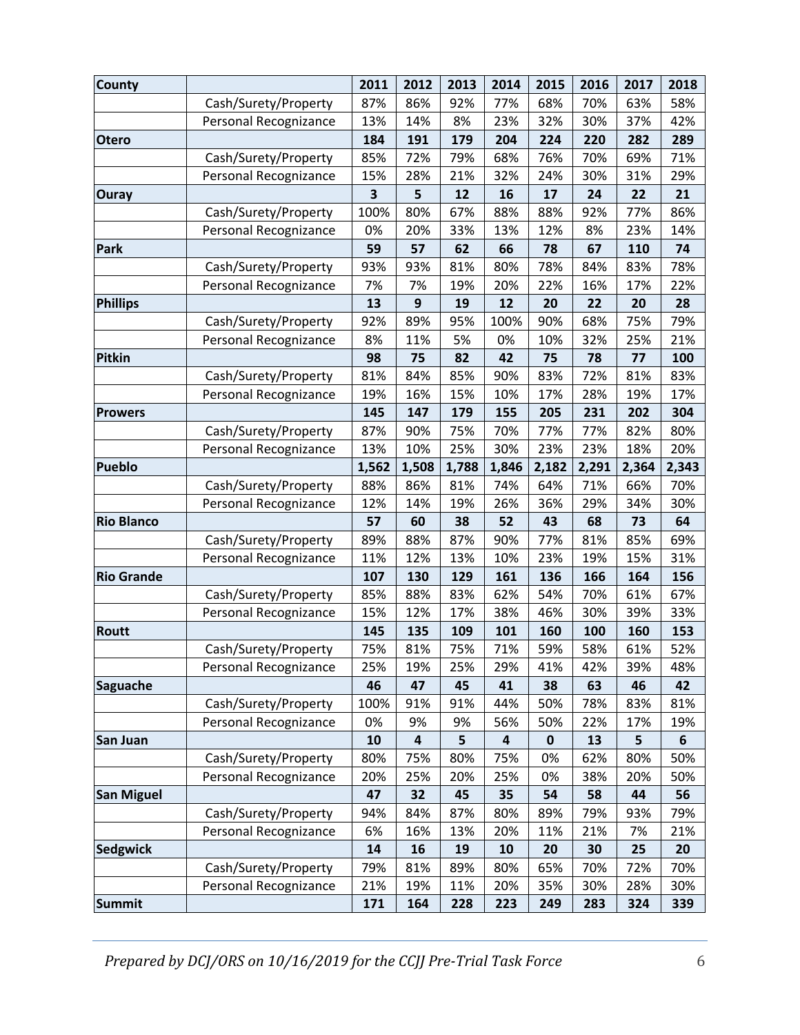| County | | 2011 | 2012 | 2013 | 2014 | 2015 | 2016 | 2017 | 2018 |
|---|---|---|---|---|---|---|---|---|---|
| | Cash/Surety/Property | 87% | 86% | 92% | 77% | 68% | 70% | 63% | 58% |
| | Personal Recognizance | 13% | 14% | 8% | 23% | 32% | 30% | 37% | 42% |
| **Otero** | | **184** | **191** | **179** | **204** | **224** | **220** | **282** | **289** |
| | Cash/Surety/Property | 85% | 72% | 79% | 68% | 76% | 70% | 69% | 71% |
| | Personal Recognizance | 15% | 28% | 21% | 32% | 24% | 30% | 31% | 29% |
| **Ouray** | | **3** | **5** | **12** | **16** | **17** | **24** | **22** | **21** |
| | Cash/Surety/Property | 100% | 80% | 67% | 88% | 88% | 92% | 77% | 86% |
| | Personal Recognizance | 0% | 20% | 33% | 13% | 12% | 8% | 23% | 14% |
| **Park** | | **59** | **57** | **62** | **66** | **78** | **67** | **110** | **74** |
| | Cash/Surety/Property | 93% | 93% | 81% | 80% | 78% | 84% | 83% | 78% |
| | Personal Recognizance | 7% | 7% | 19% | 20% | 22% | 16% | 17% | 22% |
| **Phillips** | | **13** | **9** | **19** | **12** | **20** | **22** | **20** | **28** |
| | Cash/Surety/Property | 92% | 89% | 95% | 100% | 90% | 68% | 75% | 79% |
| | Personal Recognizance | 8% | 11% | 5% | 0% | 10% | 32% | 25% | 21% |
| **Pitkin** | | **98** | **75** | **82** | **42** | **75** | **78** | **77** | **100** |
| | Cash/Surety/Property | 81% | 84% | 85% | 90% | 83% | 72% | 81% | 83% |
| | Personal Recognizance | 19% | 16% | 15% | 10% | 17% | 28% | 19% | 17% |
| **Prowers** | | **145** | **147** | **179** | **155** | **205** | **231** | **202** | **304** |
| | Cash/Surety/Property | 87% | 90% | 75% | 70% | 77% | 77% | 82% | 80% |
| | Personal Recognizance | 13% | 10% | 25% | 30% | 23% | 23% | 18% | 20% |
| **Pueblo** | | **1,562** | **1,508** | **1,788** | **1,846** | **2,182** | **2,291** | **2,364** | **2,343** |
| | Cash/Surety/Property | 88% | 86% | 81% | 74% | 64% | 71% | 66% | 70% |
| | Personal Recognizance | 12% | 14% | 19% | 26% | 36% | 29% | 34% | 30% |
| **Rio Blanco** | | **57** | **60** | **38** | **52** | **43** | **68** | **73** | **64** |
| | Cash/Surety/Property | 89% | 88% | 87% | 90% | 77% | 81% | 85% | 69% |
| | Personal Recognizance | 11% | 12% | 13% | 10% | 23% | 19% | 15% | 31% |
| **Rio Grande** | | **107** | **130** | **129** | **161** | **136** | **166** | **164** | **156** |
| | Cash/Surety/Property | 85% | 88% | 83% | 62% | 54% | 70% | 61% | 67% |
| | Personal Recognizance | 15% | 12% | 17% | 38% | 46% | 30% | 39% | 33% |
| **Routt** | | **145** | **135** | **109** | **101** | **160** | **100** | **160** | **153** |
| | Cash/Surety/Property | 75% | 81% | 75% | 71% | 59% | 58% | 61% | 52% |
| | Personal Recognizance | 25% | 19% | 25% | 29% | 41% | 42% | 39% | 48% |
| **Saguache** | | **46** | **47** | **45** | **41** | **38** | **63** | **46** | **42** |
| | Cash/Surety/Property | 100% | 91% | 91% | 44% | 50% | 78% | 83% | 81% |
| | Personal Recognizance | 0% | 9% | 9% | 56% | 50% | 22% | 17% | 19% |
| **San Juan** | | **10** | **4** | **5** | **4** | **0** | **13** | **5** | **6** |
| | Cash/Surety/Property | 80% | 75% | 80% | 75% | 0% | 62% | 80% | 50% |
| | Personal Recognizance | 20% | 25% | 20% | 25% | 0% | 38% | 20% | 50% |
| **San Miguel** | | **47** | **32** | **45** | **35** | **54** | **58** | **44** | **56** |
| | Cash/Surety/Property | 94% | 84% | 87% | 80% | 89% | 79% | 93% | 79% |
| | Personal Recognizance | 6% | 16% | 13% | 20% | 11% | 21% | 7% | 21% |
| **Sedgwick** | | **14** | **16** | **19** | **10** | **20** | **30** | **25** | **20** |
| | Cash/Surety/Property | 79% | 81% | 89% | 80% | 65% | 70% | 72% | 70% |
| | Personal Recognizance | 21% | 19% | 11% | 20% | 35% | 30% | 28% | 30% |
| **Summit** | | **171** | **164** | **228** | **223** | **249** | **283** | **324** | **339** |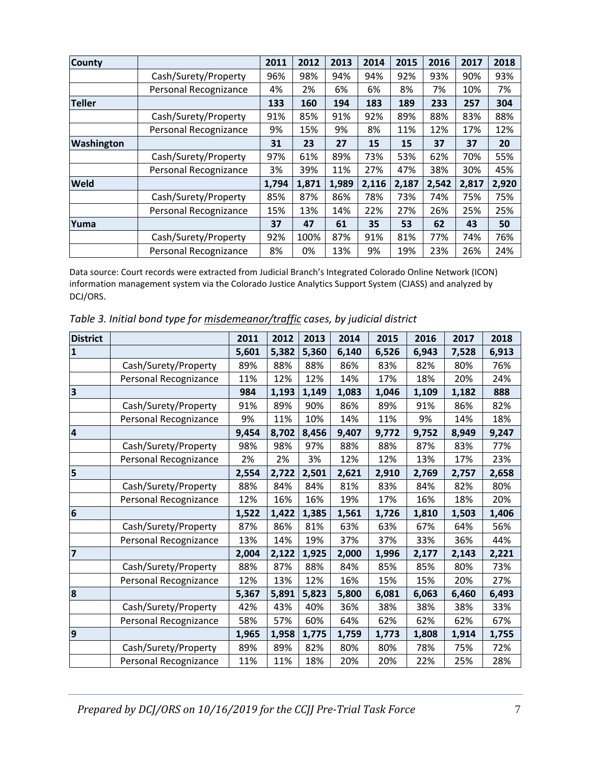| County | | 2011 | 2012 | 2013 | 2014 | 2015 | 2016 | 2017 | 2018 |
|---|---|---|---|---|---|---|---|---|---|
| | Cash/Surety/Property | 96% | 98% | 94% | 94% | 92% | 93% | 90% | 93% |
| | Personal Recognizance | 4% | 2% | 6% | 6% | 8% | 7% | 10% | 7% |
| **Teller** | | **133** | **160** | **194** | **183** | **189** | **233** | **257** | **304** |
| | Cash/Surety/Property | 91% | 85% | 91% | 92% | 89% | 88% | 83% | 88% |
| | Personal Recognizance | 9% | 15% | 9% | 8% | 11% | 12% | 17% | 12% |
| **Washington** | | **31** | **23** | **27** | **15** | **15** | **37** | **37** | **20** |
| | Cash/Surety/Property | 97% | 61% | 89% | 73% | 53% | 62% | 70% | 55% |
| | Personal Recognizance | 3% | 39% | 11% | 27% | 47% | 38% | 30% | 45% |
| **Weld** | | **1,794** | **1,871** | **1,989** | **2,116** | **2,187** | **2,542** | **2,817** | **2,920** |
| | Cash/Surety/Property | 85% | 87% | 86% | 78% | 73% | 74% | 75% | 75% |
| | Personal Recognizance | 15% | 13% | 14% | 22% | 27% | 26% | 25% | 25% |
| **Yuma** | | **37** | **47** | **61** | **35** | **53** | **62** | **43** | **50** |
| | Cash/Surety/Property | 92% | 100% | 87% | 91% | 81% | 77% | 74% | 76% |
| | Personal Recognizance | 8% | 0% | 13% | 9% | 19% | 23% | 26% | 24% |

Data source: Court records were extracted from Judicial Branch's Integrated Colorado Online Network (ICON) information management system via the Colorado Justice Analytics Support System (CJASS) and analyzed by DCJ/ORS.

*Table 3. Initial bond type for misdemeanor/traffic cases, by judicial district*

| District | | 2011 | 2012 | 2013 | 2014 | 2015 | 2016 | 2017 | 2018 |
|---|---|---|---|---|---|---|---|---|---|
| **1** | | **5,601** | **5,382** | **5,360** | **6,140** | **6,526** | **6,943** | **7,528** | **6,913** |
| | Cash/Surety/Property | 89% | 88% | 88% | 86% | 83% | 82% | 80% | 76% |
| | Personal Recognizance | 11% | 12% | 12% | 14% | 17% | 18% | 20% | 24% |
| **3** | | **984** | **1,193** | **1,149** | **1,083** | **1,046** | **1,109** | **1,182** | **888** |
| | Cash/Surety/Property | 91% | 89% | 90% | 86% | 89% | 91% | 86% | 82% |
| | Personal Recognizance | 9% | 11% | 10% | 14% | 11% | 9% | 14% | 18% |
| **4** | | **9,454** | **8,702** | **8,456** | **9,407** | **9,772** | **9,752** | **8,949** | **9,247** |
| | Cash/Surety/Property | 98% | 98% | 97% | 88% | 88% | 87% | 83% | 77% |
| | Personal Recognizance | 2% | 2% | 3% | 12% | 12% | 13% | 17% | 23% |
| **5** | | **2,554** | **2,722** | **2,501** | **2,621** | **2,910** | **2,769** | **2,757** | **2,658** |
| | Cash/Surety/Property | 88% | 84% | 84% | 81% | 83% | 84% | 82% | 80% |
| | Personal Recognizance | 12% | 16% | 16% | 19% | 17% | 16% | 18% | 20% |
| **6** | | **1,522** | **1,422** | **1,385** | **1,561** | **1,726** | **1,810** | **1,503** | **1,406** |
| | Cash/Surety/Property | 87% | 86% | 81% | 63% | 63% | 67% | 64% | 56% |
| | Personal Recognizance | 13% | 14% | 19% | 37% | 37% | 33% | 36% | 44% |
| **7** | | **2,004** | **2,122** | **1,925** | **2,000** | **1,996** | **2,177** | **2,143** | **2,221** |
| | Cash/Surety/Property | 88% | 87% | 88% | 84% | 85% | 85% | 80% | 73% |
| | Personal Recognizance | 12% | 13% | 12% | 16% | 15% | 15% | 20% | 27% |
| **8** | | **5,367** | **5,891** | **5,823** | **5,800** | **6,081** | **6,063** | **6,460** | **6,493** |
| | Cash/Surety/Property | 42% | 43% | 40% | 36% | 38% | 38% | 38% | 33% |
| | Personal Recognizance | 58% | 57% | 60% | 64% | 62% | 62% | 62% | 67% |
| **9** | | **1,965** | **1,958** | **1,775** | **1,759** | **1,773** | **1,808** | **1,914** | **1,755** |
| | Cash/Surety/Property | 89% | 89% | 82% | 80% | 80% | 78% | 75% | 72% |
| | Personal Recognizance | 11% | 11% | 18% | 20% | 20% | 22% | 25% | 28% |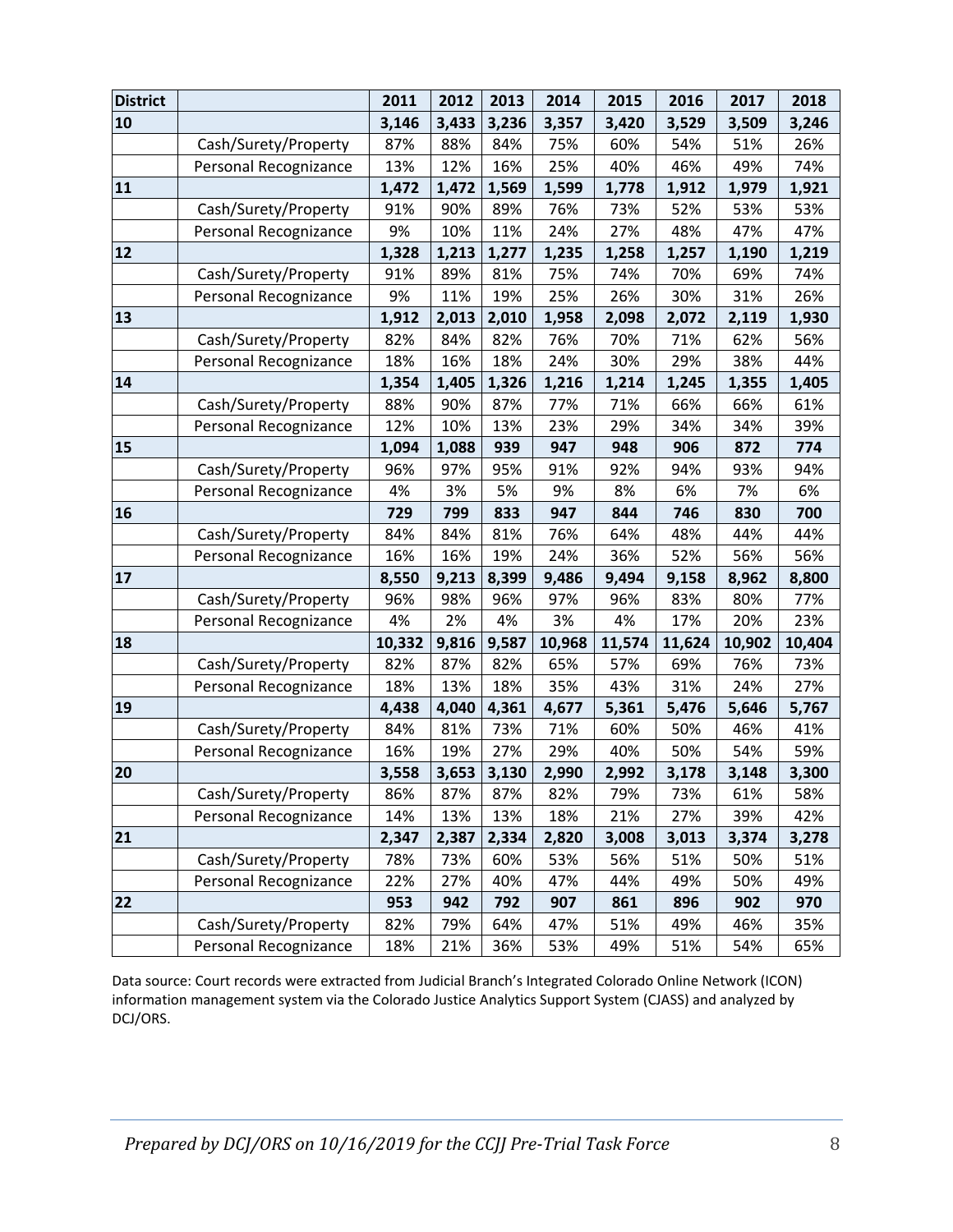| District | | 2011 | 2012 | 2013 | 2014 | 2015 | 2016 | 2017 | 2018 |
|---|---|---|---|---|---|---|---|---|---|
| **10** | | **3,146** | **3,433** | **3,236** | **3,357** | **3,420** | **3,529** | **3,509** | **3,246** |
| | Cash/Surety/Property | 87% | 88% | 84% | 75% | 60% | 54% | 51% | 26% |
| | Personal Recognizance | 13% | 12% | 16% | 25% | 40% | 46% | 49% | 74% |
| **11** | | **1,472** | **1,472** | **1,569** | **1,599** | **1,778** | **1,912** | **1,979** | **1,921** |
| | Cash/Surety/Property | 91% | 90% | 89% | 76% | 73% | 52% | 53% | 53% |
| | Personal Recognizance | 9% | 10% | 11% | 24% | 27% | 48% | 47% | 47% |
| **12** | | **1,328** | **1,213** | **1,277** | **1,235** | **1,258** | **1,257** | **1,190** | **1,219** |
| | Cash/Surety/Property | 91% | 89% | 81% | 75% | 74% | 70% | 69% | 74% |
| | Personal Recognizance | 9% | 11% | 19% | 25% | 26% | 30% | 31% | 26% |
| **13** | | **1,912** | **2,013** | **2,010** | **1,958** | **2,098** | **2,072** | **2,119** | **1,930** |
| | Cash/Surety/Property | 82% | 84% | 82% | 76% | 70% | 71% | 62% | 56% |
| | Personal Recognizance | 18% | 16% | 18% | 24% | 30% | 29% | 38% | 44% |
| **14** | | **1,354** | **1,405** | **1,326** | **1,216** | **1,214** | **1,245** | **1,355** | **1,405** |
| | Cash/Surety/Property | 88% | 90% | 87% | 77% | 71% | 66% | 66% | 61% |
| | Personal Recognizance | 12% | 10% | 13% | 23% | 29% | 34% | 34% | 39% |
| **15** | | **1,094** | **1,088** | **939** | **947** | **948** | **906** | **872** | **774** |
| | Cash/Surety/Property | 96% | 97% | 95% | 91% | 92% | 94% | 93% | 94% |
| | Personal Recognizance | 4% | 3% | 5% | 9% | 8% | 6% | 7% | 6% |
| **16** | | **729** | **799** | **833** | **947** | **844** | **746** | **830** | **700** |
| | Cash/Surety/Property | 84% | 84% | 81% | 76% | 64% | 48% | 44% | 44% |
| | Personal Recognizance | 16% | 16% | 19% | 24% | 36% | 52% | 56% | 56% |
| **17** | | **8,550** | **9,213** | **8,399** | **9,486** | **9,494** | **9,158** | **8,962** | **8,800** |
| | Cash/Surety/Property | 96% | 98% | 96% | 97% | 96% | 83% | 80% | 77% |
| | Personal Recognizance | 4% | 2% | 4% | 3% | 4% | 17% | 20% | 23% |
| **18** | | **10,332** | **9,816** | **9,587** | **10,968** | **11,574** | **11,624** | **10,902** | **10,404** |
| | Cash/Surety/Property | 82% | 87% | 82% | 65% | 57% | 69% | 76% | 73% |
| | Personal Recognizance | 18% | 13% | 18% | 35% | 43% | 31% | 24% | 27% |
| **19** | | **4,438** | **4,040** | **4,361** | **4,677** | **5,361** | **5,476** | **5,646** | **5,767** |
| | Cash/Surety/Property | 84% | 81% | 73% | 71% | 60% | 50% | 46% | 41% |
| | Personal Recognizance | 16% | 19% | 27% | 29% | 40% | 50% | 54% | 59% |
| **20** | | **3,558** | **3,653** | **3,130** | **2,990** | **2,992** | **3,178** | **3,148** | **3,300** |
| | Cash/Surety/Property | 86% | 87% | 87% | 82% | 79% | 73% | 61% | 58% |
| | Personal Recognizance | 14% | 13% | 13% | 18% | 21% | 27% | 39% | 42% |
| **21** | | **2,347** | **2,387** | **2,334** | **2,820** | **3,008** | **3,013** | **3,374** | **3,278** |
| | Cash/Surety/Property | 78% | 73% | 60% | 53% | 56% | 51% | 50% | 51% |
| | Personal Recognizance | 22% | 27% | 40% | 47% | 44% | 49% | 50% | 49% |
| **22** | | **953** | **942** | **792** | **907** | **861** | **896** | **902** | **970** |
| | Cash/Surety/Property | 82% | 79% | 64% | 47% | 51% | 49% | 46% | 35% |
| | Personal Recognizance | 18% | 21% | 36% | 53% | 49% | 51% | 54% | 65% |

Data source: Court records were extracted from Judicial Branch's Integrated Colorado Online Network (ICON) information management system via the Colorado Justice Analytics Support System (CJASS) and analyzed by DCJ/ORS.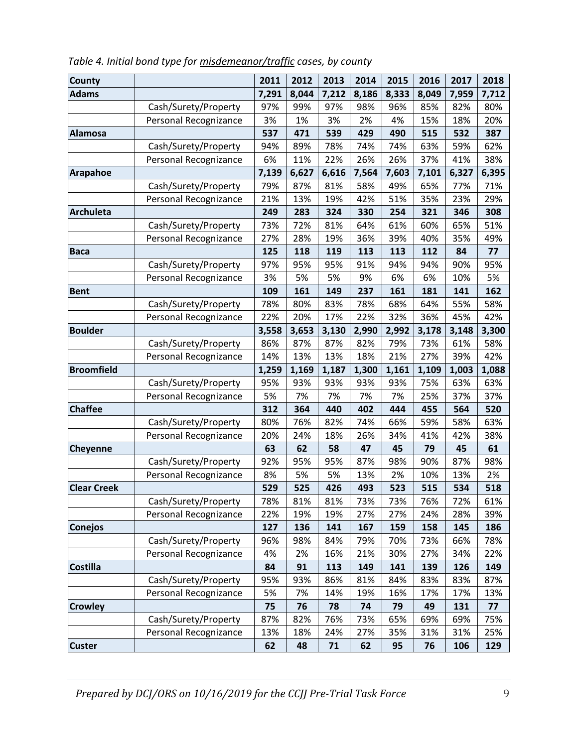*Table 4. Initial bond type for misdemeanor/traffic cases, by county*

| County | | 2011 | 2012 | 2013 | 2014 | 2015 | 2016 | 2017 | 2018 |
|---|---|---|---|---|---|---|---|---|---|
| **Adams** | | **7,291** | **8,044** | **7,212** | **8,186** | **8,333** | **8,049** | **7,959** | **7,712** |
| | Cash/Surety/Property | 97% | 99% | 97% | 98% | 96% | 85% | 82% | 80% |
| | Personal Recognizance | 3% | 1% | 3% | 2% | 4% | 15% | 18% | 20% |
| **Alamosa** | | **537** | **471** | **539** | **429** | **490** | **515** | **532** | **387** |
| | Cash/Surety/Property | 94% | 89% | 78% | 74% | 74% | 63% | 59% | 62% |
| | Personal Recognizance | 6% | 11% | 22% | 26% | 26% | 37% | 41% | 38% |
| **Arapahoe** | | **7,139** | **6,627** | **6,616** | **7,564** | **7,603** | **7,101** | **6,327** | **6,395** |
| | Cash/Surety/Property | 79% | 87% | 81% | 58% | 49% | 65% | 77% | 71% |
| | Personal Recognizance | 21% | 13% | 19% | 42% | 51% | 35% | 23% | 29% |
| **Archuleta** | | **249** | **283** | **324** | **330** | **254** | **321** | **346** | **308** |
| | Cash/Surety/Property | 73% | 72% | 81% | 64% | 61% | 60% | 65% | 51% |
| | Personal Recognizance | 27% | 28% | 19% | 36% | 39% | 40% | 35% | 49% |
| **Baca** | | **125** | **118** | **119** | **113** | **113** | **112** | **84** | **77** |
| | Cash/Surety/Property | 97% | 95% | 95% | 91% | 94% | 94% | 90% | 95% |
| | Personal Recognizance | 3% | 5% | 5% | 9% | 6% | 6% | 10% | 5% |
| **Bent** | | **109** | **161** | **149** | **237** | **161** | **181** | **141** | **162** |
| | Cash/Surety/Property | 78% | 80% | 83% | 78% | 68% | 64% | 55% | 58% |
| | Personal Recognizance | 22% | 20% | 17% | 22% | 32% | 36% | 45% | 42% |
| **Boulder** | | **3,558** | **3,653** | **3,130** | **2,990** | **2,992** | **3,178** | **3,148** | **3,300** |
| | Cash/Surety/Property | 86% | 87% | 87% | 82% | 79% | 73% | 61% | 58% |
| | Personal Recognizance | 14% | 13% | 13% | 18% | 21% | 27% | 39% | 42% |
| **Broomfield** | | **1,259** | **1,169** | **1,187** | **1,300** | **1,161** | **1,109** | **1,003** | **1,088** |
| | Cash/Surety/Property | 95% | 93% | 93% | 93% | 93% | 75% | 63% | 63% |
| | Personal Recognizance | 5% | 7% | 7% | 7% | 7% | 25% | 37% | 37% |
| **Chaffee** | | **312** | **364** | **440** | **402** | **444** | **455** | **564** | **520** |
| | Cash/Surety/Property | 80% | 76% | 82% | 74% | 66% | 59% | 58% | 63% |
| | Personal Recognizance | 20% | 24% | 18% | 26% | 34% | 41% | 42% | 38% |
| **Cheyenne** | | **63** | **62** | **58** | **47** | **45** | **79** | **45** | **61** |
| | Cash/Surety/Property | 92% | 95% | 95% | 87% | 98% | 90% | 87% | 98% |
| | Personal Recognizance | 8% | 5% | 5% | 13% | 2% | 10% | 13% | 2% |
| **Clear Creek** | | **529** | **525** | **426** | **493** | **523** | **515** | **534** | **518** |
| | Cash/Surety/Property | 78% | 81% | 81% | 73% | 73% | 76% | 72% | 61% |
| | Personal Recognizance | 22% | 19% | 19% | 27% | 27% | 24% | 28% | 39% |
| **Conejos** | | **127** | **136** | **141** | **167** | **159** | **158** | **145** | **186** |
| | Cash/Surety/Property | 96% | 98% | 84% | 79% | 70% | 73% | 66% | 78% |
| | Personal Recognizance | 4% | 2% | 16% | 21% | 30% | 27% | 34% | 22% |
| **Costilla** | | **84** | **91** | **113** | **149** | **141** | **139** | **126** | **149** |
| | Cash/Surety/Property | 95% | 93% | 86% | 81% | 84% | 83% | 83% | 87% |
| | Personal Recognizance | 5% | 7% | 14% | 19% | 16% | 17% | 17% | 13% |
| **Crowley** | | **75** | **76** | **78** | **74** | **79** | **49** | **131** | **77** |
| | Cash/Surety/Property | 87% | 82% | 76% | 73% | 65% | 69% | 69% | 75% |
| | Personal Recognizance | 13% | 18% | 24% | 27% | 35% | 31% | 31% | 25% |
| **Custer** | | **62** | **48** | **71** | **62** | **95** | **76** | **106** | **129** |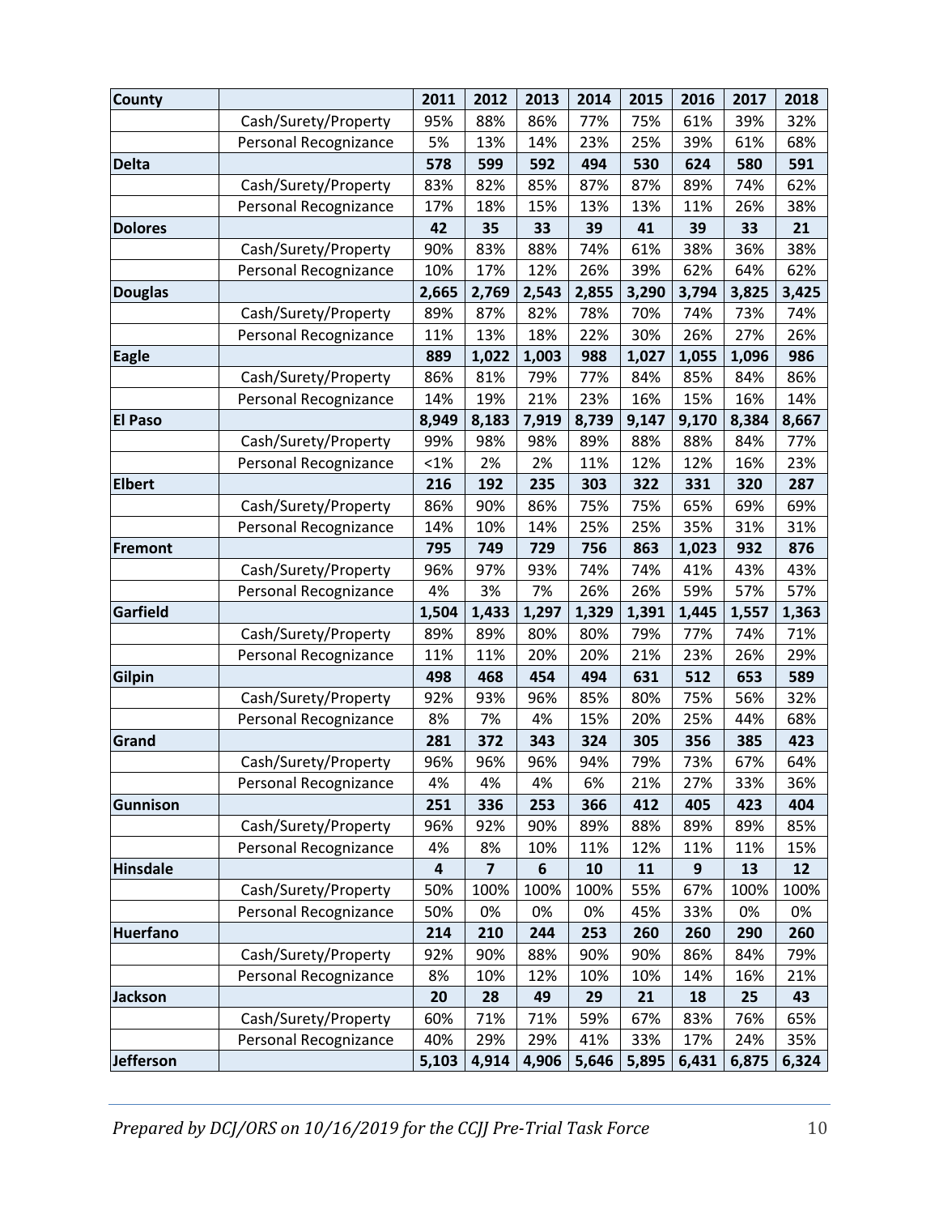| County | | 2011 | 2012 | 2013 | 2014 | 2015 | 2016 | 2017 | 2018 |
|---|---|---|---|---|---|---|---|---|---|
| | Cash/Surety/Property | 95% | 88% | 86% | 77% | 75% | 61% | 39% | 32% |
| | Personal Recognizance | 5% | 13% | 14% | 23% | 25% | 39% | 61% | 68% |
| **Delta** | | **578** | **599** | **592** | **494** | **530** | **624** | **580** | **591** |
| | Cash/Surety/Property | 83% | 82% | 85% | 87% | 87% | 89% | 74% | 62% |
| | Personal Recognizance | 17% | 18% | 15% | 13% | 13% | 11% | 26% | 38% |
| **Dolores** | | **42** | **35** | **33** | **39** | **41** | **39** | **33** | **21** |
| | Cash/Surety/Property | 90% | 83% | 88% | 74% | 61% | 38% | 36% | 38% |
| | Personal Recognizance | 10% | 17% | 12% | 26% | 39% | 62% | 64% | 62% |
| **Douglas** | | **2,665** | **2,769** | **2,543** | **2,855** | **3,290** | **3,794** | **3,825** | **3,425** |
| | Cash/Surety/Property | 89% | 87% | 82% | 78% | 70% | 74% | 73% | 74% |
| | Personal Recognizance | 11% | 13% | 18% | 22% | 30% | 26% | 27% | 26% |
| **Eagle** | | **889** | **1,022** | **1,003** | **988** | **1,027** | **1,055** | **1,096** | **986** |
| | Cash/Surety/Property | 86% | 81% | 79% | 77% | 84% | 85% | 84% | 86% |
| | Personal Recognizance | 14% | 19% | 21% | 23% | 16% | 15% | 16% | 14% |
| **El Paso** | | **8,949** | **8,183** | **7,919** | **8,739** | **9,147** | **9,170** | **8,384** | **8,667** |
| | Cash/Surety/Property | 99% | 98% | 98% | 89% | 88% | 88% | 84% | 77% |
| | Personal Recognizance | <1% | 2% | 2% | 11% | 12% | 12% | 16% | 23% |
| **Elbert** | | **216** | **192** | **235** | **303** | **322** | **331** | **320** | **287** |
| | Cash/Surety/Property | 86% | 90% | 86% | 75% | 75% | 65% | 69% | 69% |
| | Personal Recognizance | 14% | 10% | 14% | 25% | 25% | 35% | 31% | 31% |
| **Fremont** | | **795** | **749** | **729** | **756** | **863** | **1,023** | **932** | **876** |
| | Cash/Surety/Property | 96% | 97% | 93% | 74% | 74% | 41% | 43% | 43% |
| | Personal Recognizance | 4% | 3% | 7% | 26% | 26% | 59% | 57% | 57% |
| **Garfield** | | **1,504** | **1,433** | **1,297** | **1,329** | **1,391** | **1,445** | **1,557** | **1,363** |
| | Cash/Surety/Property | 89% | 89% | 80% | 80% | 79% | 77% | 74% | 71% |
| | Personal Recognizance | 11% | 11% | 20% | 20% | 21% | 23% | 26% | 29% |
| **Gilpin** | | **498** | **468** | **454** | **494** | **631** | **512** | **653** | **589** |
| | Cash/Surety/Property | 92% | 93% | 96% | 85% | 80% | 75% | 56% | 32% |
| | Personal Recognizance | 8% | 7% | 4% | 15% | 20% | 25% | 44% | 68% |
| **Grand** | | **281** | **372** | **343** | **324** | **305** | **356** | **385** | **423** |
| | Cash/Surety/Property | 96% | 96% | 96% | 94% | 79% | 73% | 67% | 64% |
| | Personal Recognizance | 4% | 4% | 4% | 6% | 21% | 27% | 33% | 36% |
| **Gunnison** | | **251** | **336** | **253** | **366** | **412** | **405** | **423** | **404** |
| | Cash/Surety/Property | 96% | 92% | 90% | 89% | 88% | 89% | 89% | 85% |
| | Personal Recognizance | 4% | 8% | 10% | 11% | 12% | 11% | 11% | 15% |
| **Hinsdale** | | **4** | **7** | **6** | **10** | **11** | **9** | **13** | **12** |
| | Cash/Surety/Property | 50% | 100% | 100% | 100% | 55% | 67% | 100% | 100% |
| | Personal Recognizance | 50% | 0% | 0% | 0% | 45% | 33% | 0% | 0% |
| **Huerfano** | | **214** | **210** | **244** | **253** | **260** | **260** | **290** | **260** |
| | Cash/Surety/Property | 92% | 90% | 88% | 90% | 90% | 86% | 84% | 79% |
| | Personal Recognizance | 8% | 10% | 12% | 10% | 10% | 14% | 16% | 21% |
| **Jackson** | | **20** | **28** | **49** | **29** | **21** | **18** | **25** | **43** |
| | Cash/Surety/Property | 60% | 71% | 71% | 59% | 67% | 83% | 76% | 65% |
| | Personal Recognizance | 40% | 29% | 29% | 41% | 33% | 17% | 24% | 35% |
| **Jefferson** | | **5,103** | **4,914** | **4,906** | **5,646** | **5,895** | **6,431** | **6,875** | **6,324** |

*Prepared by DCJ/ORS on 10/16/2019 for the CCJJ Pre-Trial Task Force*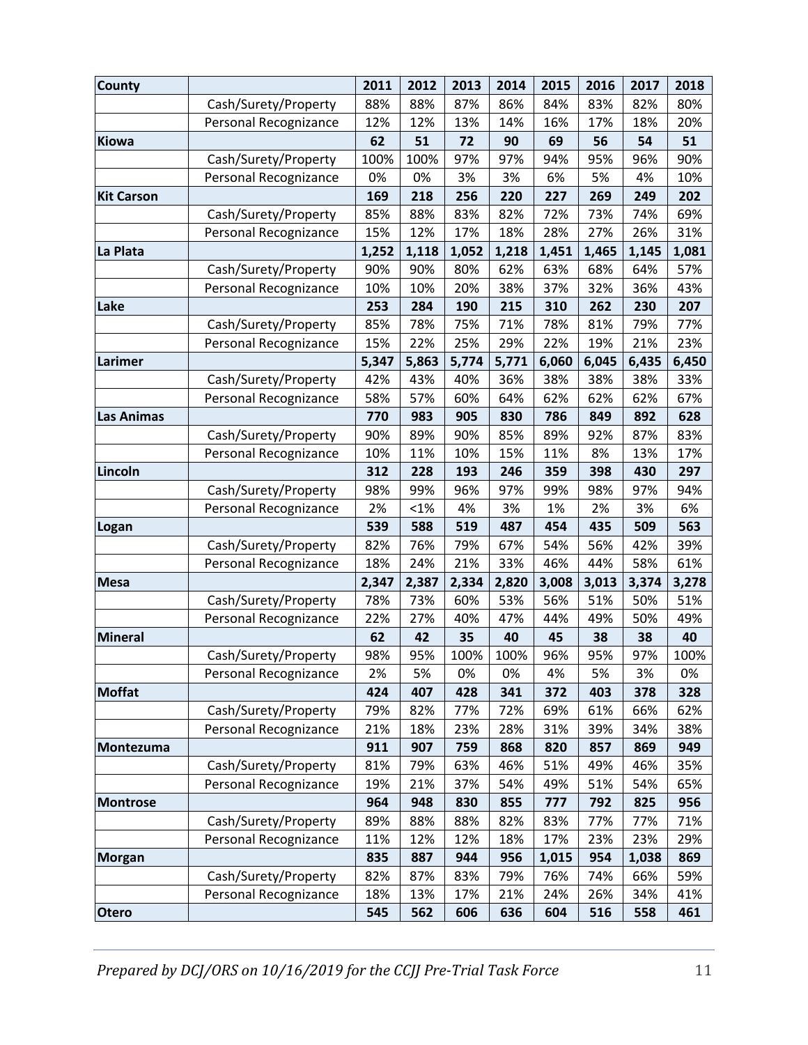| County | | 2011 | 2012 | 2013 | 2014 | 2015 | 2016 | 2017 | 2018 |
|---|---|---|---|---|---|---|---|---|---|
| | Cash/Surety/Property | 88% | 88% | 87% | 86% | 84% | 83% | 82% | 80% |
| | Personal Recognizance | 12% | 12% | 13% | 14% | 16% | 17% | 18% | 20% |
| **Kiowa** | | **62** | **51** | **72** | **90** | **69** | **56** | **54** | **51** |
| | Cash/Surety/Property | 100% | 100% | 97% | 97% | 94% | 95% | 96% | 90% |
| | Personal Recognizance | 0% | 0% | 3% | 3% | 6% | 5% | 4% | 10% |
| **Kit Carson** | | **169** | **218** | **256** | **220** | **227** | **269** | **249** | **202** |
| | Cash/Surety/Property | 85% | 88% | 83% | 82% | 72% | 73% | 74% | 69% |
| | Personal Recognizance | 15% | 12% | 17% | 18% | 28% | 27% | 26% | 31% |
| **La Plata** | | **1,252** | **1,118** | **1,052** | **1,218** | **1,451** | **1,465** | **1,145** | **1,081** |
| | Cash/Surety/Property | 90% | 90% | 80% | 62% | 63% | 68% | 64% | 57% |
| | Personal Recognizance | 10% | 10% | 20% | 38% | 37% | 32% | 36% | 43% |
| **Lake** | | **253** | **284** | **190** | **215** | **310** | **262** | **230** | **207** |
| | Cash/Surety/Property | 85% | 78% | 75% | 71% | 78% | 81% | 79% | 77% |
| | Personal Recognizance | 15% | 22% | 25% | 29% | 22% | 19% | 21% | 23% |
| **Larimer** | | **5,347** | **5,863** | **5,774** | **5,771** | **6,060** | **6,045** | **6,435** | **6,450** |
| | Cash/Surety/Property | 42% | 43% | 40% | 36% | 38% | 38% | 38% | 33% |
| | Personal Recognizance | 58% | 57% | 60% | 64% | 62% | 62% | 62% | 67% |
| **Las Animas** | | **770** | **983** | **905** | **830** | **786** | **849** | **892** | **628** |
| | Cash/Surety/Property | 90% | 89% | 90% | 85% | 89% | 92% | 87% | 83% |
| | Personal Recognizance | 10% | 11% | 10% | 15% | 11% | 8% | 13% | 17% |
| **Lincoln** | | **312** | **228** | **193** | **246** | **359** | **398** | **430** | **297** |
| | Cash/Surety/Property | 98% | 99% | 96% | 97% | 99% | 98% | 97% | 94% |
| | Personal Recognizance | 2% | <1% | 4% | 3% | 1% | 2% | 3% | 6% |
| **Logan** | | **539** | **588** | **519** | **487** | **454** | **435** | **509** | **563** |
| | Cash/Surety/Property | 82% | 76% | 79% | 67% | 54% | 56% | 42% | 39% |
| | Personal Recognizance | 18% | 24% | 21% | 33% | 46% | 44% | 58% | 61% |
| **Mesa** | | **2,347** | **2,387** | **2,334** | **2,820** | **3,008** | **3,013** | **3,374** | **3,278** |
| | Cash/Surety/Property | 78% | 73% | 60% | 53% | 56% | 51% | 50% | 51% |
| | Personal Recognizance | 22% | 27% | 40% | 47% | 44% | 49% | 50% | 49% |
| **Mineral** | | **62** | **42** | **35** | **40** | **45** | **38** | **38** | **40** |
| | Cash/Surety/Property | 98% | 95% | 100% | 100% | 96% | 95% | 97% | 100% |
| | Personal Recognizance | 2% | 5% | 0% | 0% | 4% | 5% | 3% | 0% |
| **Moffat** | | **424** | **407** | **428** | **341** | **372** | **403** | **378** | **328** |
| | Cash/Surety/Property | 79% | 82% | 77% | 72% | 69% | 61% | 66% | 62% |
| | Personal Recognizance | 21% | 18% | 23% | 28% | 31% | 39% | 34% | 38% |
| **Montezuma** | | **911** | **907** | **759** | **868** | **820** | **857** | **869** | **949** |
| | Cash/Surety/Property | 81% | 79% | 63% | 46% | 51% | 49% | 46% | 35% |
| | Personal Recognizance | 19% | 21% | 37% | 54% | 49% | 51% | 54% | 65% |
| **Montrose** | | **964** | **948** | **830** | **855** | **777** | **792** | **825** | **956** |
| | Cash/Surety/Property | 89% | 88% | 88% | 82% | 83% | 77% | 77% | 71% |
| | Personal Recognizance | 11% | 12% | 12% | 18% | 17% | 23% | 23% | 29% |
| **Morgan** | | **835** | **887** | **944** | **956** | **1,015** | **954** | **1,038** | **869** |
| | Cash/Surety/Property | 82% | 87% | 83% | 79% | 76% | 74% | 66% | 59% |
| | Personal Recognizance | 18% | 13% | 17% | 21% | 24% | 26% | 34% | 41% |
| **Otero** | | **545** | **562** | **606** | **636** | **604** | **516** | **558** | **461** |

*Prepared by DCJ/ORS on 10/16/2019 for the CCJJ Pre-Trial Task Force*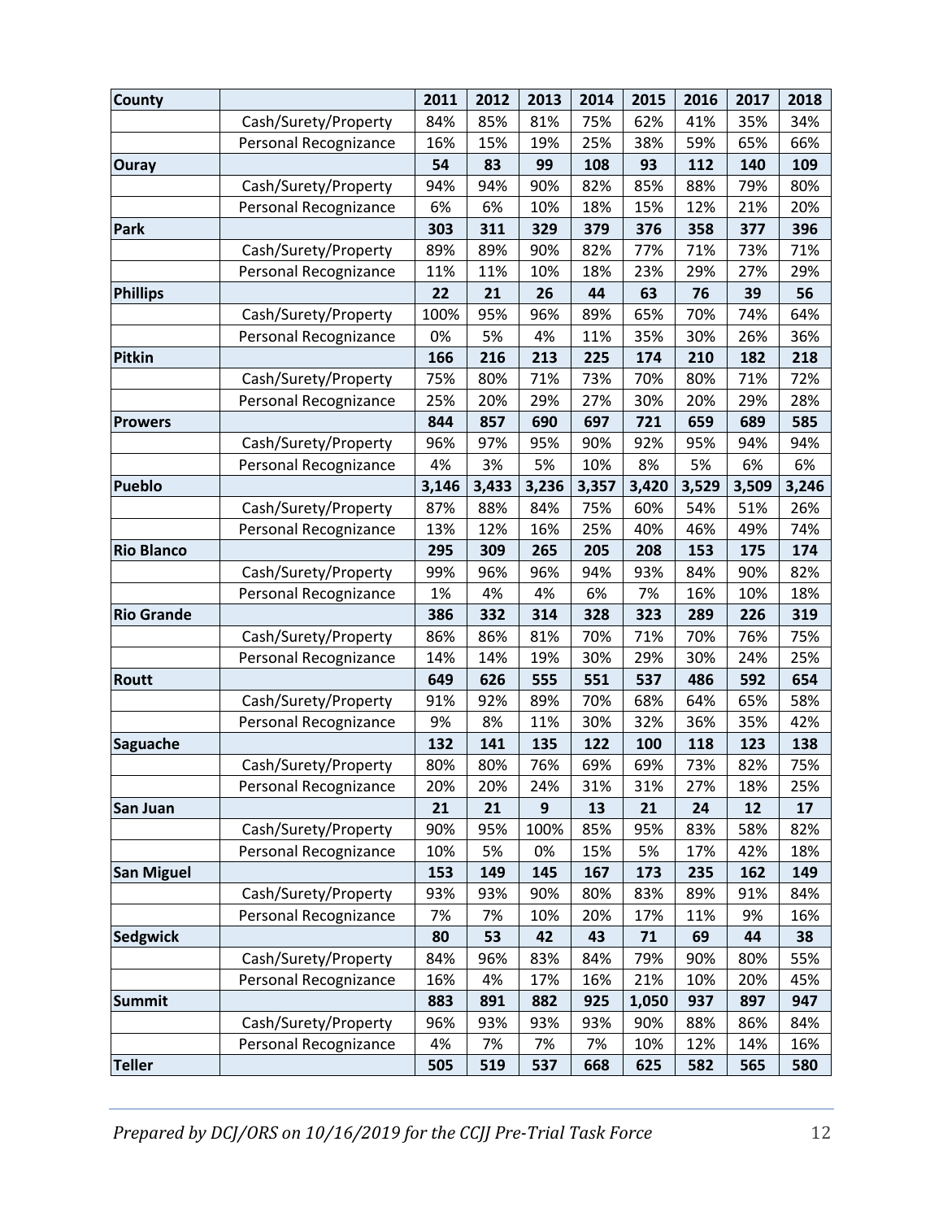| County | | 2011 | 2012 | 2013 | 2014 | 2015 | 2016 | 2017 | 2018 |
|---|---|---|---|---|---|---|---|---|---|
| | Cash/Surety/Property | 84% | 85% | 81% | 75% | 62% | 41% | 35% | 34% |
| | Personal Recognizance | 16% | 15% | 19% | 25% | 38% | 59% | 65% | 66% |
| **Ouray** | | **54** | **83** | **99** | **108** | **93** | **112** | **140** | **109** |
| | Cash/Surety/Property | 94% | 94% | 90% | 82% | 85% | 88% | 79% | 80% |
| | Personal Recognizance | 6% | 6% | 10% | 18% | 15% | 12% | 21% | 20% |
| **Park** | | **303** | **311** | **329** | **379** | **376** | **358** | **377** | **396** |
| | Cash/Surety/Property | 89% | 89% | 90% | 82% | 77% | 71% | 73% | 71% |
| | Personal Recognizance | 11% | 11% | 10% | 18% | 23% | 29% | 27% | 29% |
| **Phillips** | | **22** | **21** | **26** | **44** | **63** | **76** | **39** | **56** |
| | Cash/Surety/Property | 100% | 95% | 96% | 89% | 65% | 70% | 74% | 64% |
| | Personal Recognizance | 0% | 5% | 4% | 11% | 35% | 30% | 26% | 36% |
| **Pitkin** | | **166** | **216** | **213** | **225** | **174** | **210** | **182** | **218** |
| | Cash/Surety/Property | 75% | 80% | 71% | 73% | 70% | 80% | 71% | 72% |
| | Personal Recognizance | 25% | 20% | 29% | 27% | 30% | 20% | 29% | 28% |
| **Prowers** | | **844** | **857** | **690** | **697** | **721** | **659** | **689** | **585** |
| | Cash/Surety/Property | 96% | 97% | 95% | 90% | 92% | 95% | 94% | 94% |
| | Personal Recognizance | 4% | 3% | 5% | 10% | 8% | 5% | 6% | 6% |
| **Pueblo** | | **3,146** | **3,433** | **3,236** | **3,357** | **3,420** | **3,529** | **3,509** | **3,246** |
| | Cash/Surety/Property | 87% | 88% | 84% | 75% | 60% | 54% | 51% | 26% |
| | Personal Recognizance | 13% | 12% | 16% | 25% | 40% | 46% | 49% | 74% |
| **Rio Blanco** | | **295** | **309** | **265** | **205** | **208** | **153** | **175** | **174** |
| | Cash/Surety/Property | 99% | 96% | 96% | 94% | 93% | 84% | 90% | 82% |
| | Personal Recognizance | 1% | 4% | 4% | 6% | 7% | 16% | 10% | 18% |
| **Rio Grande** | | **386** | **332** | **314** | **328** | **323** | **289** | **226** | **319** |
| | Cash/Surety/Property | 86% | 86% | 81% | 70% | 71% | 70% | 76% | 75% |
| | Personal Recognizance | 14% | 14% | 19% | 30% | 29% | 30% | 24% | 25% |
| **Routt** | | **649** | **626** | **555** | **551** | **537** | **486** | **592** | **654** |
| | Cash/Surety/Property | 91% | 92% | 89% | 70% | 68% | 64% | 65% | 58% |
| | Personal Recognizance | 9% | 8% | 11% | 30% | 32% | 36% | 35% | 42% |
| **Saguache** | | **132** | **141** | **135** | **122** | **100** | **118** | **123** | **138** |
| | Cash/Surety/Property | 80% | 80% | 76% | 69% | 69% | 73% | 82% | 75% |
| | Personal Recognizance | 20% | 20% | 24% | 31% | 31% | 27% | 18% | 25% |
| **San Juan** | | **21** | **21** | **9** | **13** | **21** | **24** | **12** | **17** |
| | Cash/Surety/Property | 90% | 95% | 100% | 85% | 95% | 83% | 58% | 82% |
| | Personal Recognizance | 10% | 5% | 0% | 15% | 5% | 17% | 42% | 18% |
| **San Miguel** | | **153** | **149** | **145** | **167** | **173** | **235** | **162** | **149** |
| | Cash/Surety/Property | 93% | 93% | 90% | 80% | 83% | 89% | 91% | 84% |
| | Personal Recognizance | 7% | 7% | 10% | 20% | 17% | 11% | 9% | 16% |
| **Sedgwick** | | **80** | **53** | **42** | **43** | **71** | **69** | **44** | **38** |
| | Cash/Surety/Property | 84% | 96% | 83% | 84% | 79% | 90% | 80% | 55% |
| | Personal Recognizance | 16% | 4% | 17% | 16% | 21% | 10% | 20% | 45% |
| **Summit** | | **883** | **891** | **882** | **925** | **1,050** | **937** | **897** | **947** |
| | Cash/Surety/Property | 96% | 93% | 93% | 93% | 90% | 88% | 86% | 84% |
| | Personal Recognizance | 4% | 7% | 7% | 7% | 10% | 12% | 14% | 16% |
| **Teller** | | **505** | **519** | **537** | **668** | **625** | **582** | **565** | **580** |

*Prepared by DCJ/ORS on 10/16/2019 for the CCJJ Pre-Trial Task Force*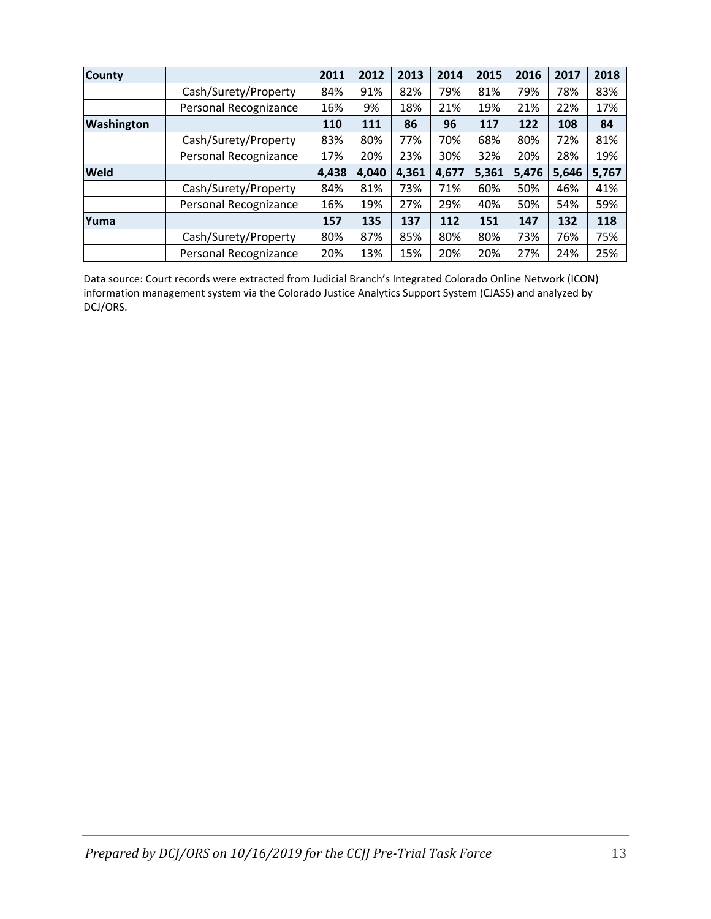| County | | 2011 | 2012 | 2013 | 2014 | 2015 | 2016 | 2017 | 2018 |
|---|---|---|---|---|---|---|---|---|---|
| | Cash/Surety/Property | 84% | 91% | 82% | 79% | 81% | 79% | 78% | 83% |
| | Personal Recognizance | 16% | 9% | 18% | 21% | 19% | 21% | 22% | 17% |
| **Washington** | | **110** | **111** | **86** | **96** | **117** | **122** | **108** | **84** |
| | Cash/Surety/Property | 83% | 80% | 77% | 70% | 68% | 80% | 72% | 81% |
| | Personal Recognizance | 17% | 20% | 23% | 30% | 32% | 20% | 28% | 19% |
| **Weld** | | **4,438** | **4,040** | **4,361** | **4,677** | **5,361** | **5,476** | **5,646** | **5,767** |
| | Cash/Surety/Property | 84% | 81% | 73% | 71% | 60% | 50% | 46% | 41% |
| | Personal Recognizance | 16% | 19% | 27% | 29% | 40% | 50% | 54% | 59% |
| **Yuma** | | **157** | **135** | **137** | **112** | **151** | **147** | **132** | **118** |
| | Cash/Surety/Property | 80% | 87% | 85% | 80% | 80% | 73% | 76% | 75% |
| | Personal Recognizance | 20% | 13% | 15% | 20% | 20% | 27% | 24% | 25% |

Data source: Court records were extracted from Judicial Branch's Integrated Colorado Online Network (ICON) information management system via the Colorado Justice Analytics Support System (CJASS) and analyzed by DCJ/ORS.